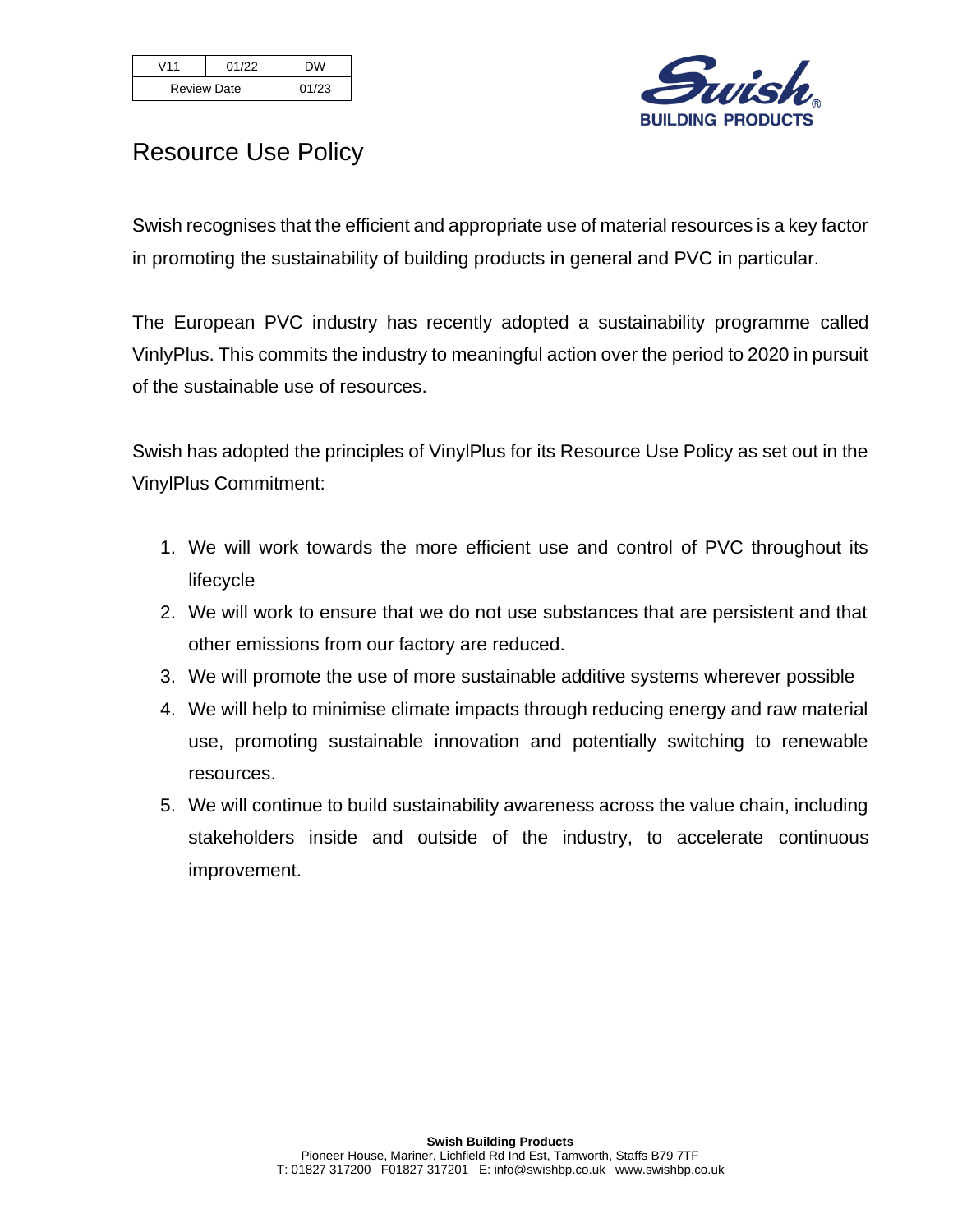| V11 | 01/22 | DW |
| --- | --- | --- |
| Review Date | | 01/23 |

Swish BUILDING PRODUCTS

# Resource Use Policy

Swish recognises that the efficient and appropriate use of material resources is a key factor in promoting the sustainability of building products in general and PVC in particular.

The European PVC industry has recently adopted a sustainability programme called VinlyPlus. This commits the industry to meaningful action over the period to 2020 in pursuit of the sustainable use of resources.

Swish has adopted the principles of VinylPlus for its Resource Use Policy as set out in the VinylPlus Commitment:

1. We will work towards the more efficient use and control of PVC throughout its lifecycle
2. We will work to ensure that we do not use substances that are persistent and that other emissions from our factory are reduced.
3. We will promote the use of more sustainable additive systems wherever possible
4. We will help to minimise climate impacts through reducing energy and raw material use, promoting sustainable innovation and potentially switching to renewable resources.
5. We will continue to build sustainability awareness across the value chain, including stakeholders inside and outside of the industry, to accelerate continuous improvement.

**Swish Building Products**
Pioneer House, Mariner, Lichfield Rd Ind Est, Tamworth, Staffs B79 7TF
T: 01827 317200 F01827 317201 E: info@swishbp.co.uk www.swishbp.co.uk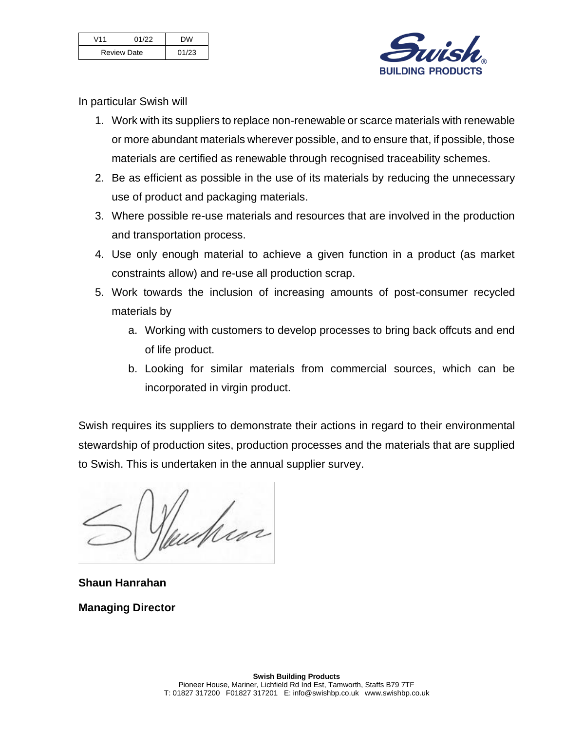| V11 | 01/22 | DW |
| --- | --- | --- |
| Review Date | | 01/23 |

In particular Swish will

1. Work with its suppliers to replace non-renewable or scarce materials with renewable or more abundant materials wherever possible, and to ensure that, if possible, those materials are certified as renewable through recognised traceability schemes.
2. Be as efficient as possible in the use of its materials by reducing the unnecessary use of product and packaging materials.
3. Where possible re-use materials and resources that are involved in the production and transportation process.
4. Use only enough material to achieve a given function in a product (as market constraints allow) and re-use all production scrap.
5. Work towards the inclusion of increasing amounts of post-consumer recycled materials by
   a. Working with customers to develop processes to bring back offcuts and end of life product.
   b. Looking for similar materials from commercial sources, which can be incorporated in virgin product.

Swish requires its suppliers to demonstrate their actions in regard to their environmental stewardship of production sites, production processes and the materials that are supplied to Swish. This is undertaken in the annual supplier survey.

**Shaun Hanrahan**

**Managing Director**

**Swish Building Products**
Pioneer House, Mariner, Lichfield Rd Ind Est, Tamworth, Staffs B79 7TF
T: 01827 317200 F01827 317201 E: info@swishbp.co.uk www.swishbp.co.uk